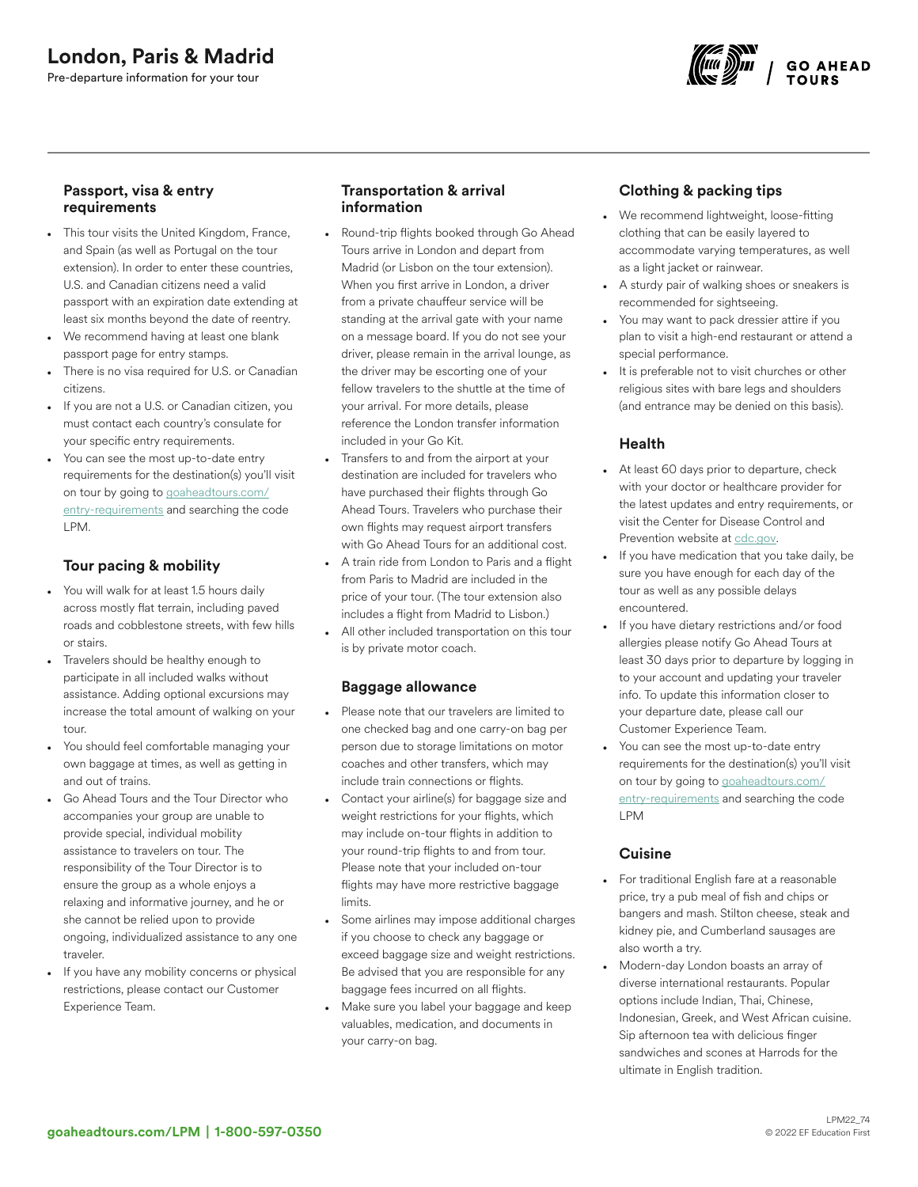# London, Paris & Madrid

Pre-departure information for your tour

## Passport, visa & entry requirements

- This tour visits the United Kingdom, France, and Spain (as well as Portugal on the tour extension). In order to enter these countries, U.S. and Canadian citizens need a valid passport with an expiration date extending at least six months beyond the date of reentry.
- We recommend having at least one blank passport page for entry stamps.
- There is no visa required for U.S. or Canadian citizens.
- If you are not a U.S. or Canadian citizen, you must contact each country's consulate for your specific entry requirements.
- You can see the most up-to-date entry requirements for the destination(s) you'll visit on tour by going to goaheadtours.com/entry-requirements and searching the code LPM.

## Tour pacing & mobility

- You will walk for at least 1.5 hours daily across mostly flat terrain, including paved roads and cobblestone streets, with few hills or stairs.
- Travelers should be healthy enough to participate in all included walks without assistance. Adding optional excursions may increase the total amount of walking on your tour.
- You should feel comfortable managing your own baggage at times, as well as getting in and out of trains.
- Go Ahead Tours and the Tour Director who accompanies your group are unable to provide special, individual mobility assistance to travelers on tour. The responsibility of the Tour Director is to ensure the group as a whole enjoys a relaxing and informative journey, and he or she cannot be relied upon to provide ongoing, individualized assistance to any one traveler.
- If you have any mobility concerns or physical restrictions, please contact our Customer Experience Team.

## Transportation & arrival information

- Round-trip flights booked through Go Ahead Tours arrive in London and depart from Madrid (or Lisbon on the tour extension). When you first arrive in London, a driver from a private chauffeur service will be standing at the arrival gate with your name on a message board. If you do not see your driver, please remain in the arrival lounge, as the driver may be escorting one of your fellow travelers to the shuttle at the time of your arrival. For more details, please reference the London transfer information included in your Go Kit.
- Transfers to and from the airport at your destination are included for travelers who have purchased their flights through Go Ahead Tours. Travelers who purchase their own flights may request airport transfers with Go Ahead Tours for an additional cost.
- A train ride from London to Paris and a flight from Paris to Madrid are included in the price of your tour. (The tour extension also includes a flight from Madrid to Lisbon.)
- All other included transportation on this tour is by private motor coach.

## Baggage allowance

- Please note that our travelers are limited to one checked bag and one carry-on bag per person due to storage limitations on motor coaches and other transfers, which may include train connections or flights.
- Contact your airline(s) for baggage size and weight restrictions for your flights, which may include on-tour flights in addition to your round-trip flights to and from tour. Please note that your included on-tour flights may have more restrictive baggage limits.
- Some airlines may impose additional charges if you choose to check any baggage or exceed baggage size and weight restrictions. Be advised that you are responsible for any baggage fees incurred on all flights.
- Make sure you label your baggage and keep valuables, medication, and documents in your carry-on bag.

## Clothing & packing tips

- We recommend lightweight, loose-fitting clothing that can be easily layered to accommodate varying temperatures, as well as a light jacket or rainwear.
- A sturdy pair of walking shoes or sneakers is recommended for sightseeing.
- You may want to pack dressier attire if you plan to visit a high-end restaurant or attend a special performance.
- It is preferable not to visit churches or other religious sites with bare legs and shoulders (and entrance may be denied on this basis).

## Health

- At least 60 days prior to departure, check with your doctor or healthcare provider for the latest updates and entry requirements, or visit the Center for Disease Control and Prevention website at cdc.gov.
- If you have medication that you take daily, be sure you have enough for each day of the tour as well as any possible delays encountered.
- If you have dietary restrictions and/or food allergies please notify Go Ahead Tours at least 30 days prior to departure by logging in to your account and updating your traveler info. To update this information closer to your departure date, please call our Customer Experience Team.
- You can see the most up-to-date entry requirements for the destination(s) you'll visit on tour by going to goaheadtours.com/entry-requirements and searching the code LPM

## Cuisine

- For traditional English fare at a reasonable price, try a pub meal of fish and chips or bangers and mash. Stilton cheese, steak and kidney pie, and Cumberland sausages are also worth a try.
- Modern-day London boasts an array of diverse international restaurants. Popular options include Indian, Thai, Chinese, Indonesian, Greek, and West African cuisine. Sip afternoon tea with delicious finger sandwiches and scones at Harrods for the ultimate in English tradition.

goaheadtours.com/LPM | 1-800-597-0350

LPM22_74
© 2022 EF Education First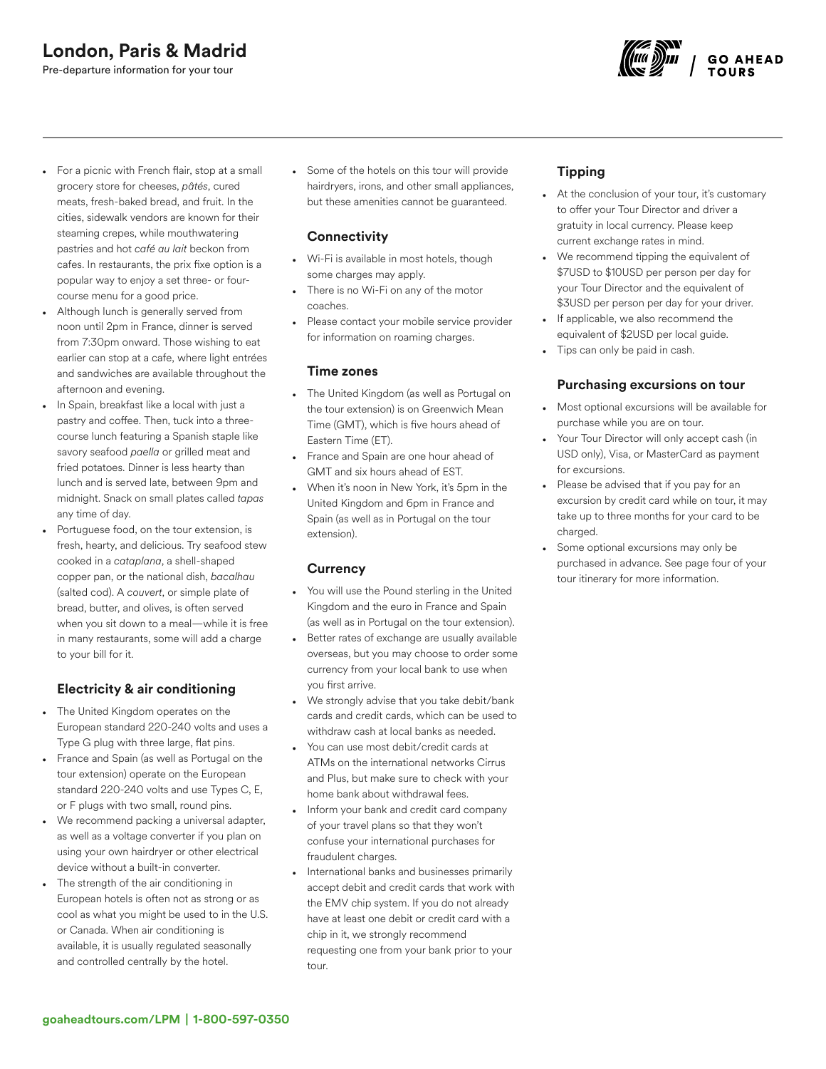- For a picnic with French flair, stop at a small grocery store for cheeses, *pâtés*, cured meats, fresh-baked bread, and fruit. In the cities, sidewalk vendors are known for their steaming crepes, while mouthwatering pastries and hot *café au lait* beckon from cafes. In restaurants, the prix fixe option is a popular way to enjoy a set three- or four-course menu for a good price.
- Although lunch is generally served from noon until 2pm in France, dinner is served from 7:30pm onward. Those wishing to eat earlier can stop at a cafe, where light entrées and sandwiches are available throughout the afternoon and evening.
- In Spain, breakfast like a local with just a pastry and coffee. Then, tuck into a three-course lunch featuring a Spanish staple like savory seafood *paella* or grilled meat and fried potatoes. Dinner is less hearty than lunch and is served late, between 9pm and midnight. Snack on small plates called *tapas* any time of day.
- Portuguese food, on the tour extension, is fresh, hearty, and delicious. Try seafood stew cooked in a *cataplana*, a shell-shaped copper pan, or the national dish, *bacalhau* (salted cod). A *couvert*, or simple plate of bread, butter, and olives, is often served when you sit down to a meal—while it is free in many restaurants, some will add a charge to your bill for it.

### Electricity & air conditioning

- The United Kingdom operates on the European standard 220-240 volts and uses a Type G plug with three large, flat pins.
- France and Spain (as well as Portugal on the tour extension) operate on the European standard 220-240 volts and use Types C, E, or F plugs with two small, round pins.
- We recommend packing a universal adapter, as well as a voltage converter if you plan on using your own hairdryer or other electrical device without a built-in converter.
- The strength of the air conditioning in European hotels is often not as strong or as cool as what you might be used to in the U.S. or Canada. When air conditioning is available, it is usually regulated seasonally and controlled centrally by the hotel.
- Some of the hotels on this tour will provide hairdryers, irons, and other small appliances, but these amenities cannot be guaranteed.

### Connectivity

- Wi-Fi is available in most hotels, though some charges may apply.
- There is no Wi-Fi on any of the motor coaches.
- Please contact your mobile service provider for information on roaming charges.

### Time zones

- The United Kingdom (as well as Portugal on the tour extension) is on Greenwich Mean Time (GMT), which is five hours ahead of Eastern Time (ET).
- France and Spain are one hour ahead of GMT and six hours ahead of EST.
- When it's noon in New York, it's 5pm in the United Kingdom and 6pm in France and Spain (as well as in Portugal on the tour extension).

### Currency

- You will use the Pound sterling in the United Kingdom and the euro in France and Spain (as well as in Portugal on the tour extension).
- Better rates of exchange are usually available overseas, but you may choose to order some currency from your local bank to use when you first arrive.
- We strongly advise that you take debit/bank cards and credit cards, which can be used to withdraw cash at local banks as needed.
- You can use most debit/credit cards at ATMs on the international networks Cirrus and Plus, but make sure to check with your home bank about withdrawal fees.
- Inform your bank and credit card company of your travel plans so that they won't confuse your international purchases for fraudulent charges.
- International banks and businesses primarily accept debit and credit cards that work with the EMV chip system. If you do not already have at least one debit or credit card with a chip in it, we strongly recommend requesting one from your bank prior to your tour.

### Tipping

- At the conclusion of your tour, it's customary to offer your Tour Director and driver a gratuity in local currency. Please keep current exchange rates in mind.
- We recommend tipping the equivalent of $7USD to $10USD per person per day for your Tour Director and the equivalent of $3USD per person per day for your driver.
- If applicable, we also recommend the equivalent of $2USD per local guide.
- Tips can only be paid in cash.

### Purchasing excursions on tour

- Most optional excursions will be available for purchase while you are on tour.
- Your Tour Director will only accept cash (in USD only), Visa, or MasterCard as payment for excursions.
- Please be advised that if you pay for an excursion by credit card while on tour, it may take up to three months for your card to be charged.
- Some optional excursions may only be purchased in advance. See page four of your tour itinerary for more information.